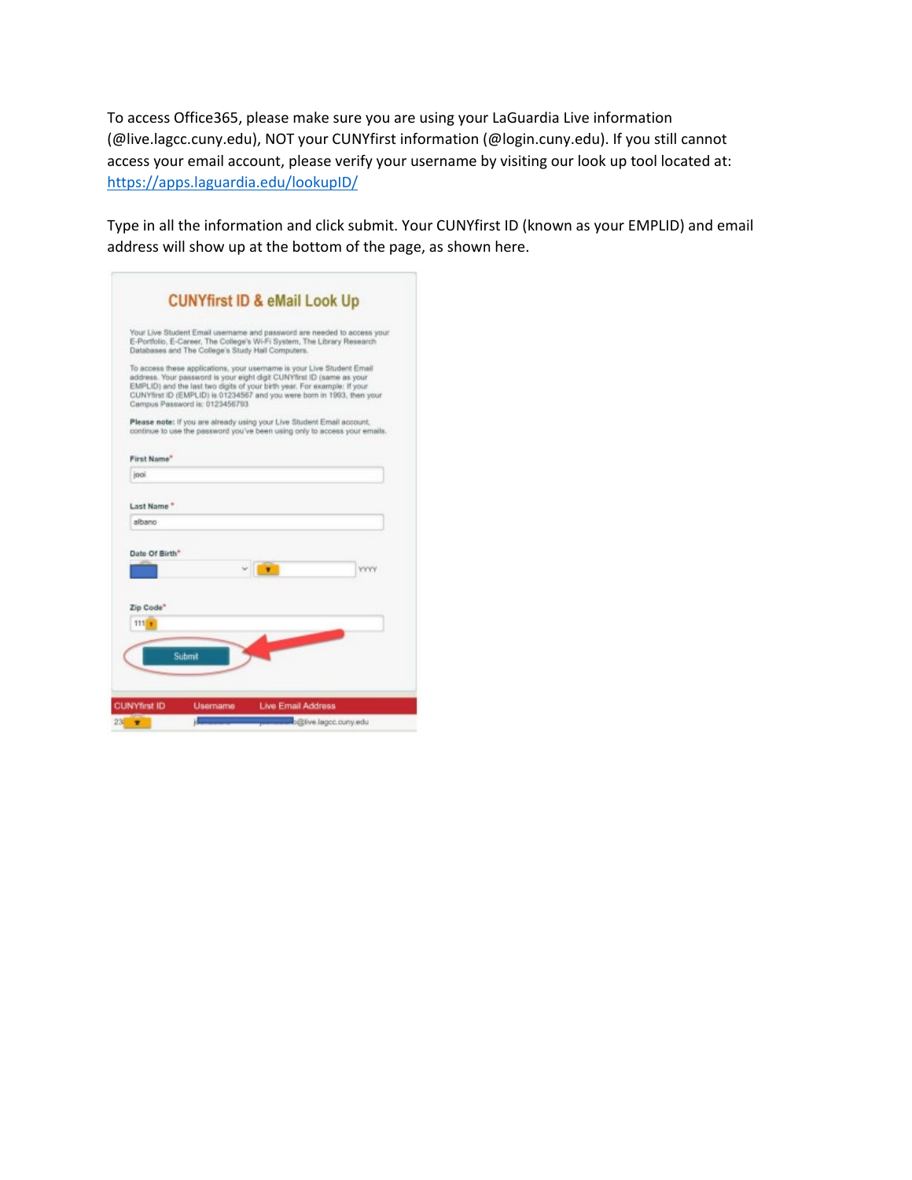To access Office365, please make sure you are using your LaGuardia Live information (@live.lagcc.cuny.edu), NOT your CUNYfirst information (@login.cuny.edu). If you still cannot access your email account, please verify your username by visiting our look up tool located at: https://apps.laguardia.edu/lookupID/

Type in all the information and click submit. Your CUNYfirst ID (known as your EMPLID) and email address will show up at the bottom of the page, as shown here.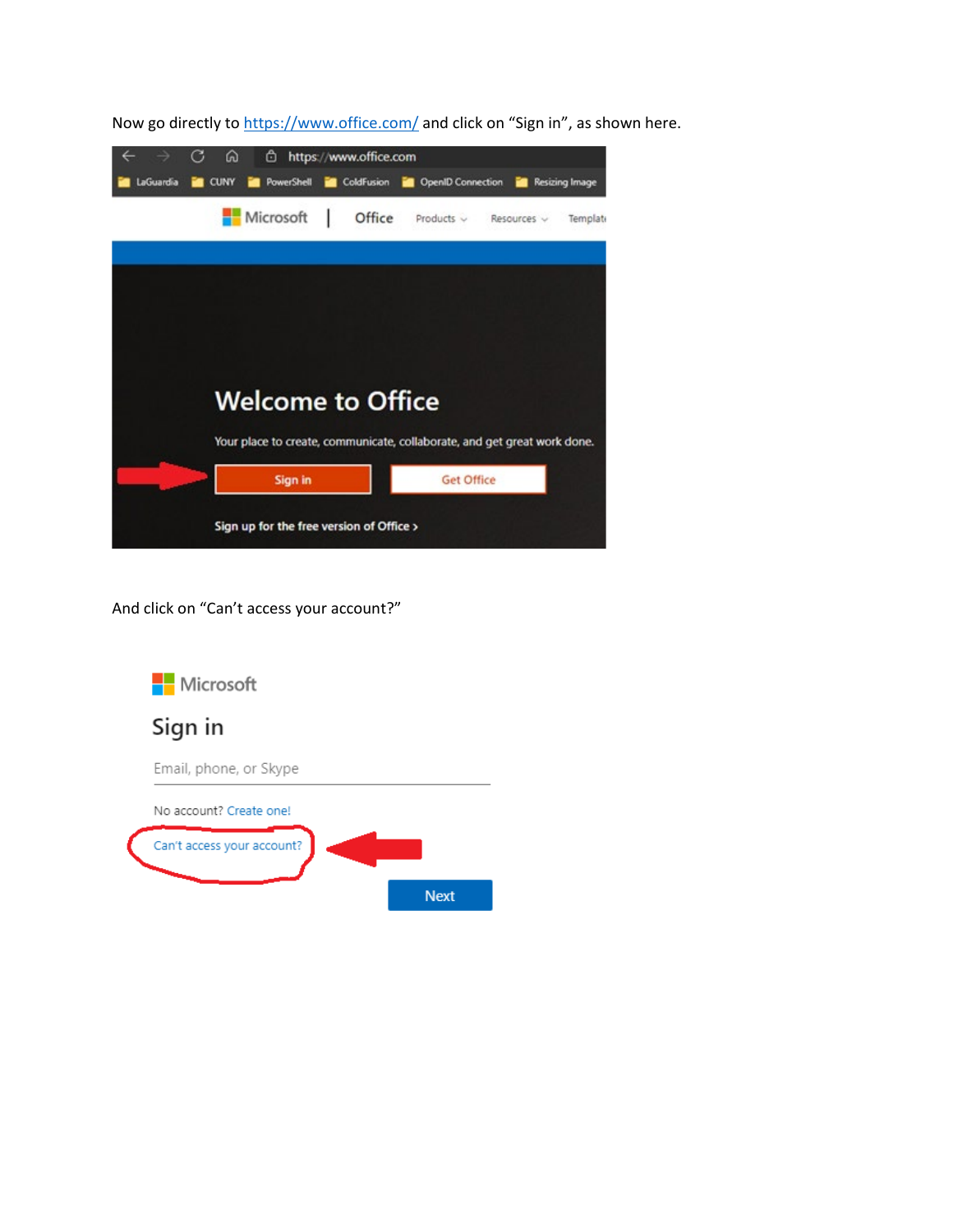Now go directly to https://www.office.com/ and click on "Sign in", as shown here.

And click on "Can't access your account?"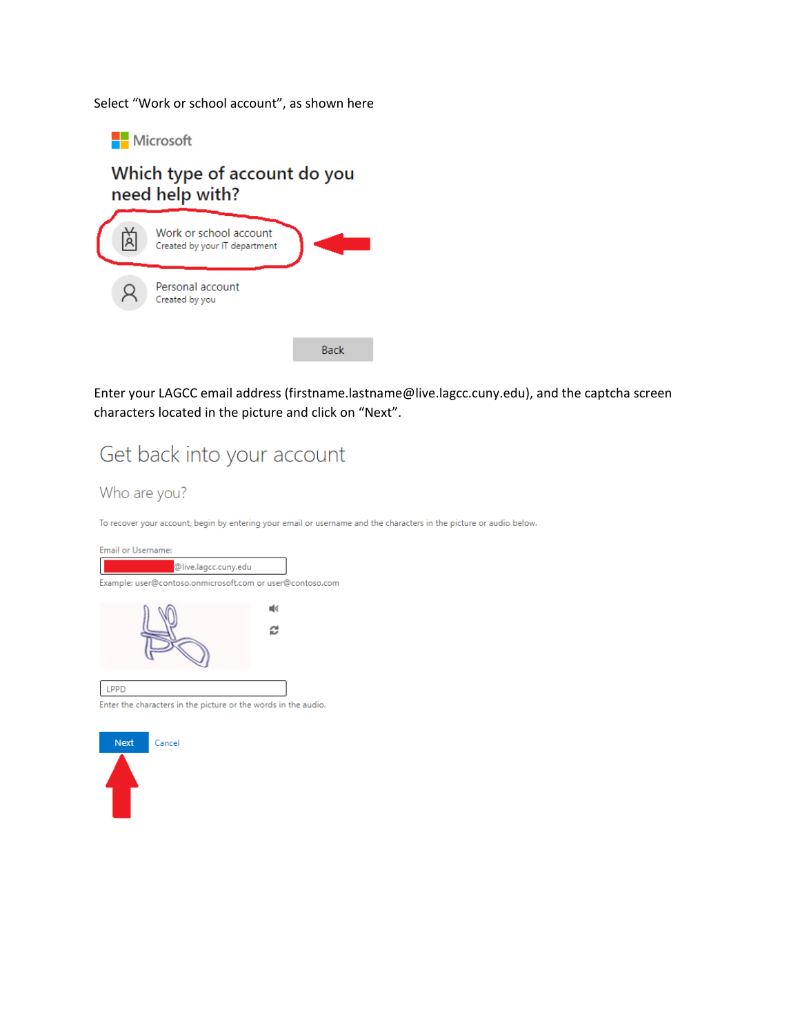Select "Work or school account", as shown here

Microsoft

Which type of account do you need help with?

Work or school account
Created by your IT department

Personal account
Created by you

Back

Enter your LAGCC email address (firstname.lastname@live.lagcc.cuny.edu), and the captcha screen characters located in the picture and click on "Next".

Get back into your account

Who are you?

To recover your account, begin by entering your email or username and the characters in the picture or audio below.

Email or Username:

@live.lagcc.cuny.edu

Example: user@contoso.onmicrosoft.com or user@contoso.com

LPPD

Enter the characters in the picture or the words in the audio.

Next Cancel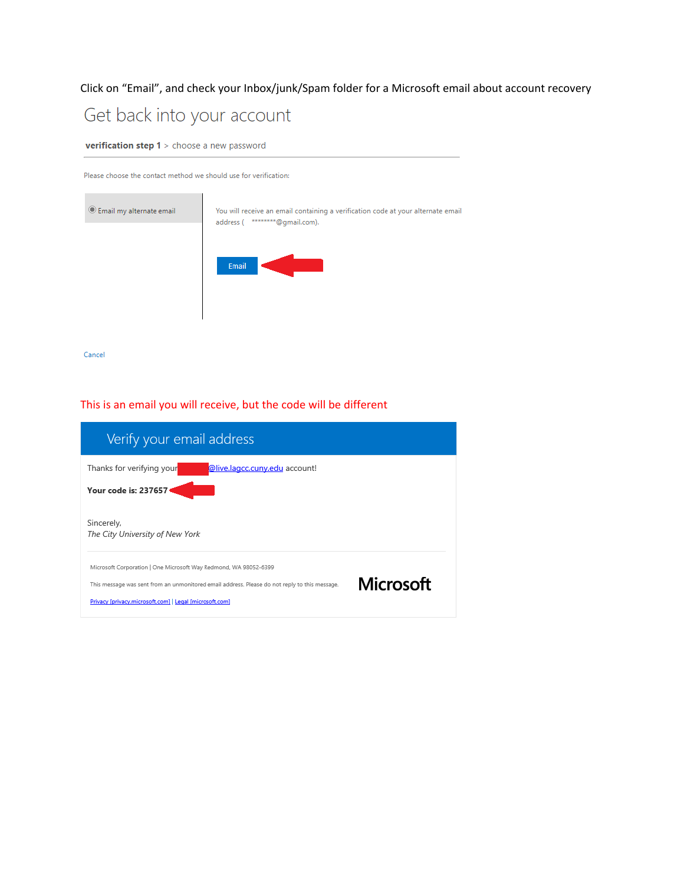Click on "Email", and check your Inbox/junk/Spam folder for a Microsoft email about account recovery

# Get back into your account

**verification step 1** > choose a new password

Please choose the contact method we should use for verification:

- Email my alternate email

You will receive an email containing a verification code at your alternate email address ( ********@gmail.com).

Email

Cancel

This is an email you will receive, but the code will be different

## Verify your email address

Thanks for verifying your @live.lagcc.cuny.edu account!

**Your code is: 237657**

Sincerely,
*The City University of New York*

Microsoft Corporation | One Microsoft Way Redmond, WA 98052-6399

This message was sent from an unmonitored email address. Please do not reply to this message.

Privacy [privacy.microsoft.com] | Legal [microsoft.com]

Microsoft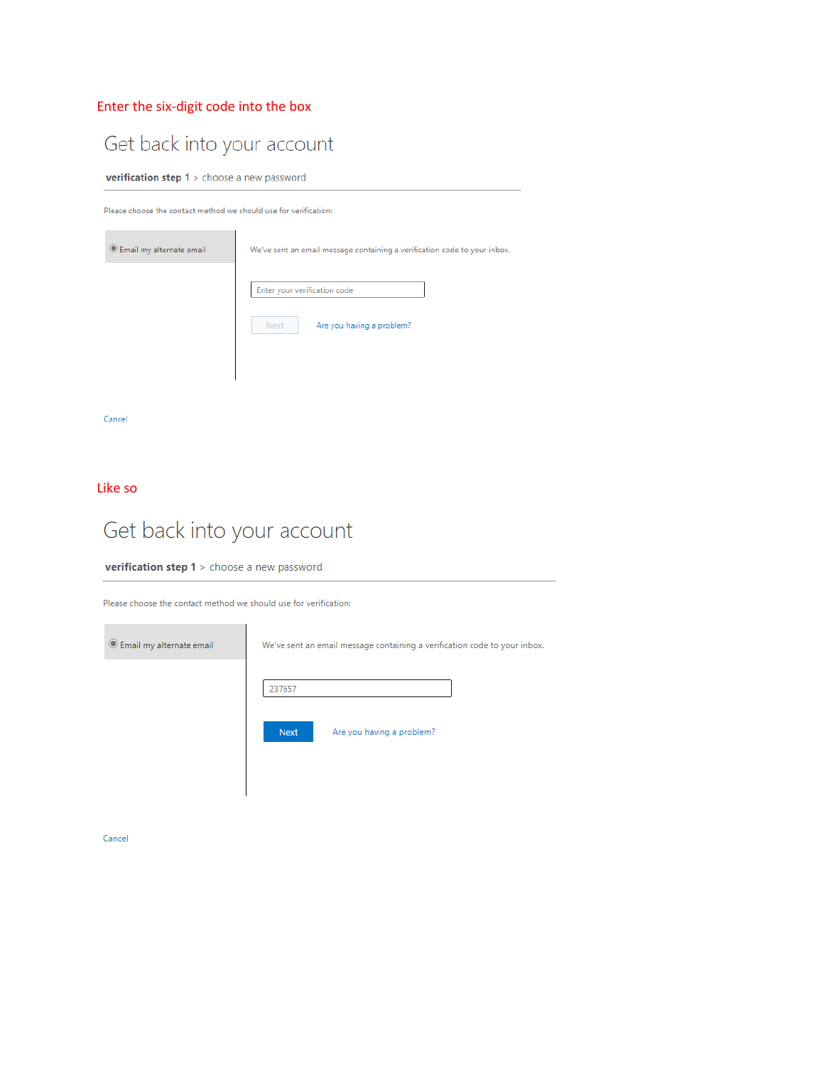Enter the six-digit code into the box

# Get back into your account

**verification step 1** > choose a new password

Please choose the contact method we should use for verification:

◉ Email my alternate email

We've sent an email message containing a verification code to your inbox.

Enter your verification code

Next    Are you having a problem?

Cancel

Like so

# Get back into your account

**verification step 1** > choose a new password

Please choose the contact method we should use for verification:

◉ Email my alternate email

We've sent an email message containing a verification code to your inbox.

237657

Next    Are you having a problem?

Cancel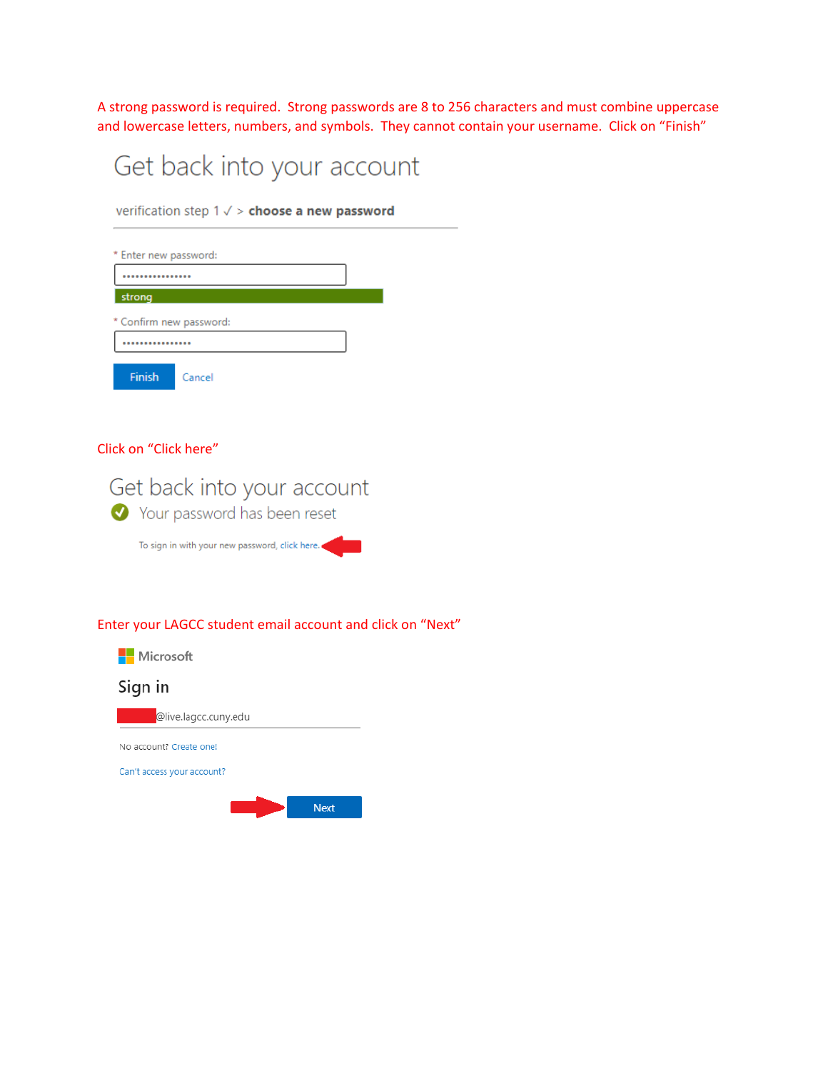A strong password is required. Strong passwords are 8 to 256 characters and must combine uppercase and lowercase letters, numbers, and symbols. They cannot contain your username. Click on "Finish"

Get back into your account

verification step 1 ✓ > **choose a new password**

\* Enter new password:

••••••••••••••••

strong

\* Confirm new password:

••••••••••••••••

Finish Cancel

Click on "Click here"

Get back into your account

✓ Your password has been reset

To sign in with your new password, click here.

Enter your LAGCC student email account and click on "Next"

Microsoft

Sign in

@live.lagcc.cuny.edu

No account? Create one!

Can't access your account?

Next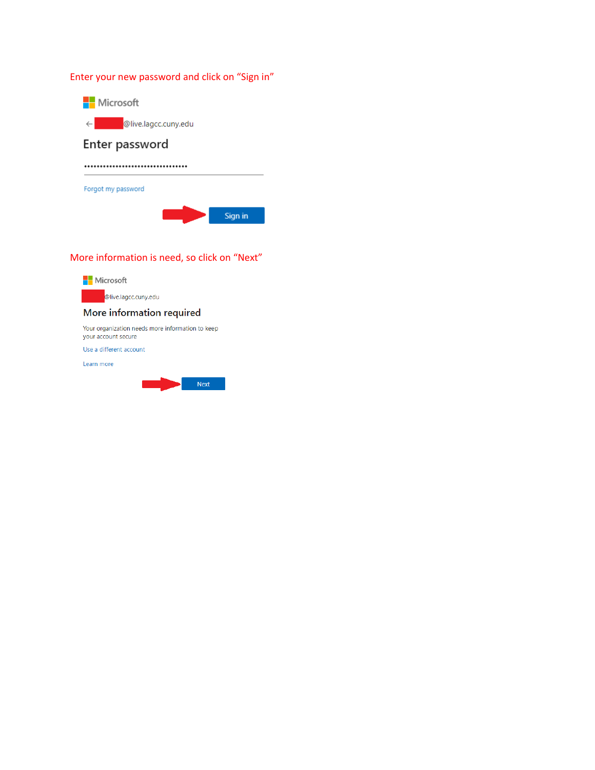Enter your new password and click on "Sign in"

Microsoft

← @live.lagcc.cuny.edu

Enter password

••••••••••••••••••••••••••••••••••

Forgot my password

Sign in

More information is need, so click on "Next"

Microsoft

@live.lagcc.cuny.edu

More information required

Your organization needs more information to keep your account secure

Use a different account

Learn more

Next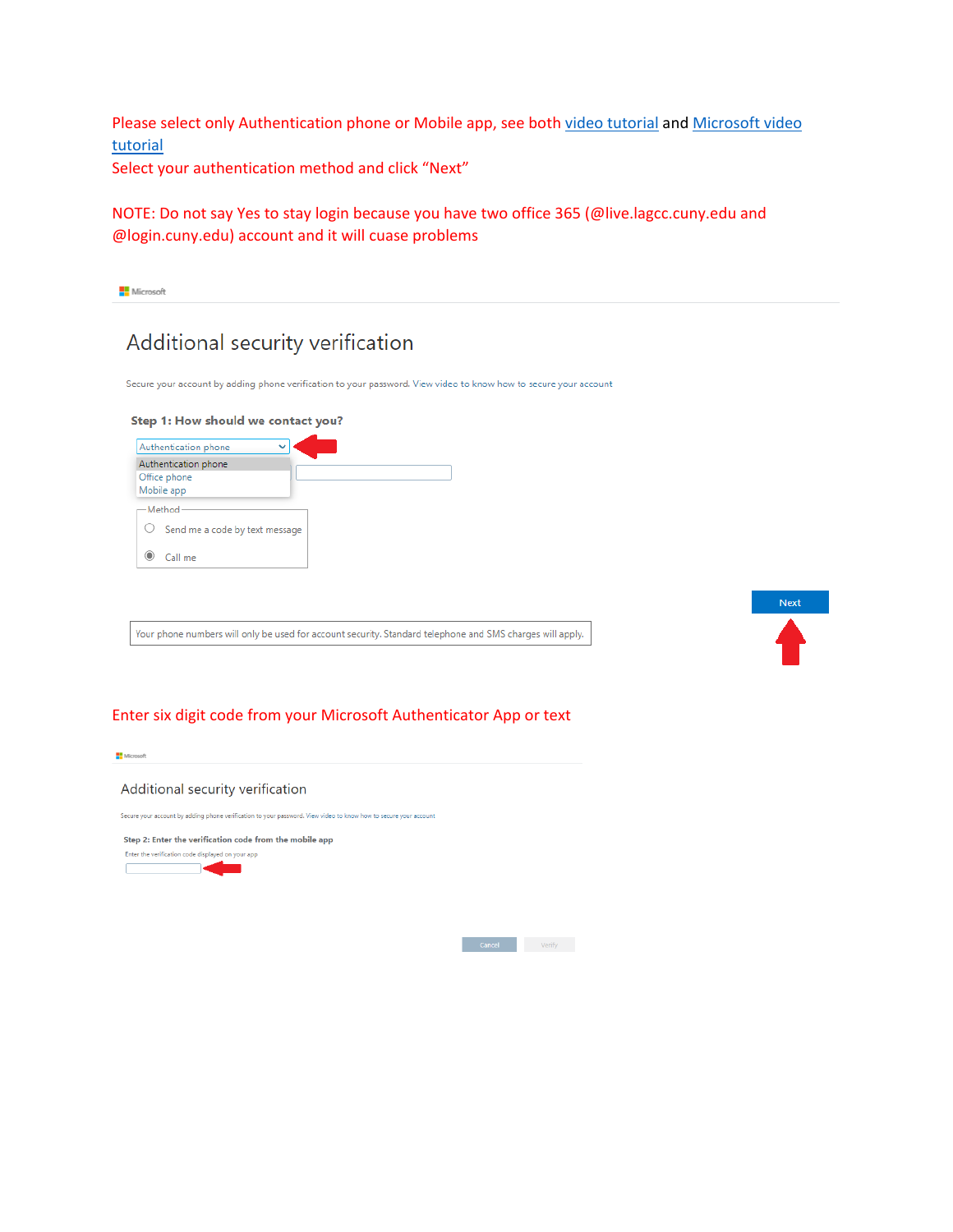Please select only Authentication phone or Mobile app, see both video tutorial and Microsoft video tutorial

Select your authentication method and click “Next”

NOTE: Do not say Yes to stay login because you have two office 365 (@live.lagcc.cuny.edu and @login.cuny.edu) account and it will cuase problems

Microsoft

## Additional security verification

Secure your account by adding phone verification to your password. View video to know how to secure your account

**Step 1: How should we contact you?**

Authentication phone

- Authentication phone
- Office phone
- Mobile app

Method

- Send me a code by text message
- Call me

Next

Your phone numbers will only be used for account security. Standard telephone and SMS charges will apply.

Enter six digit code from your Microsoft Authenticator App or text

Microsoft

## Additional security verification

Secure your account by adding phone verification to your password. View video to know how to secure your account

**Step 2: Enter the verification code from the mobile app**

Enter the verification code displayed on your app

Cancel Verify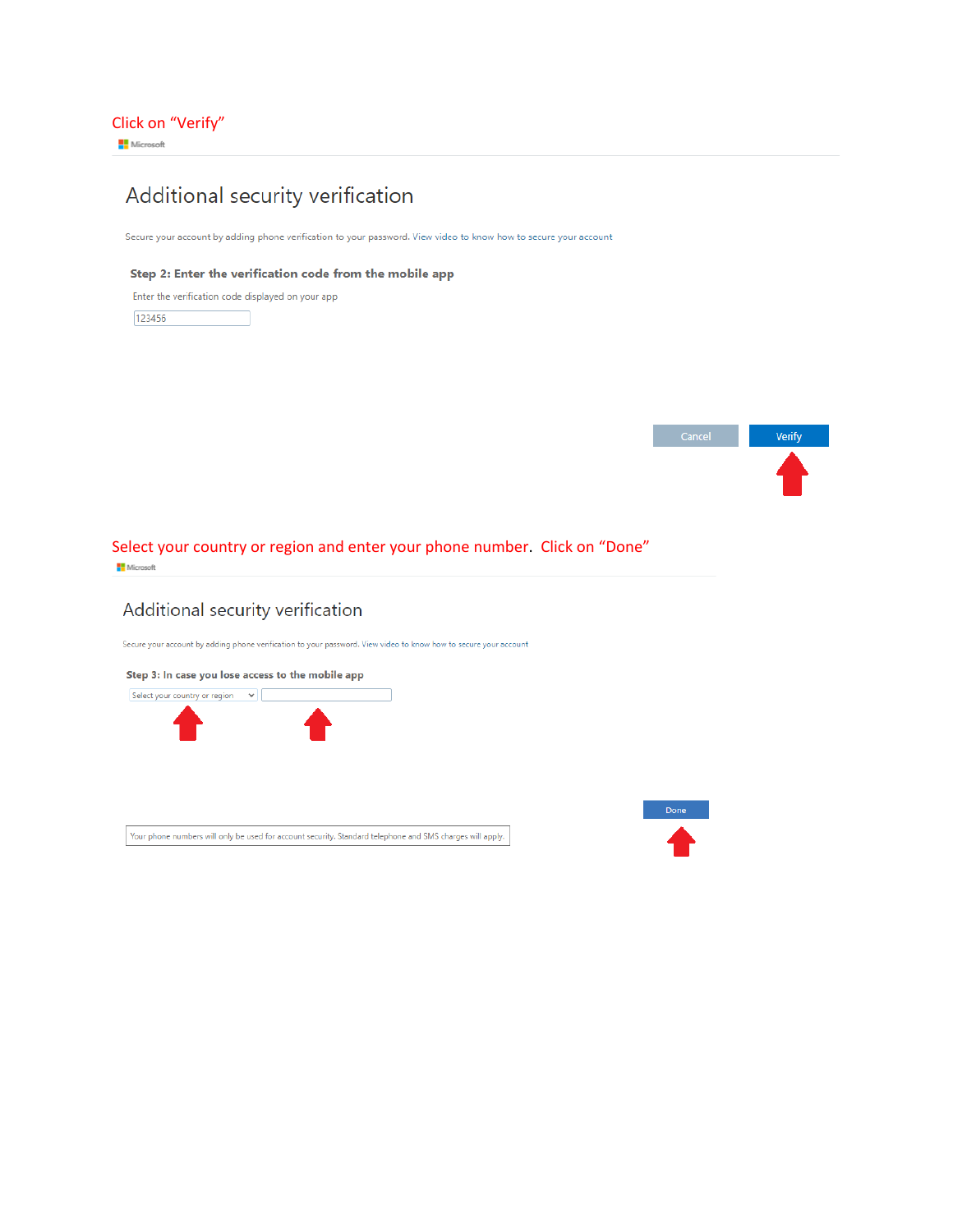Click on "Verify"

Microsoft

## Additional security verification

Secure your account by adding phone verification to your password. View video to know how to secure your account

**Step 2: Enter the verification code from the mobile app**

Enter the verification code displayed on your app

123456

Cancel Verify

Select your country or region and enter your phone number. Click on "Done"

Microsoft

## Additional security verification

Secure your account by adding phone verification to your password. View video to know how to secure your account

**Step 3: In case you lose access to the mobile app**

Select your country or region

Done

Your phone numbers will only be used for account security. Standard telephone and SMS charges will apply.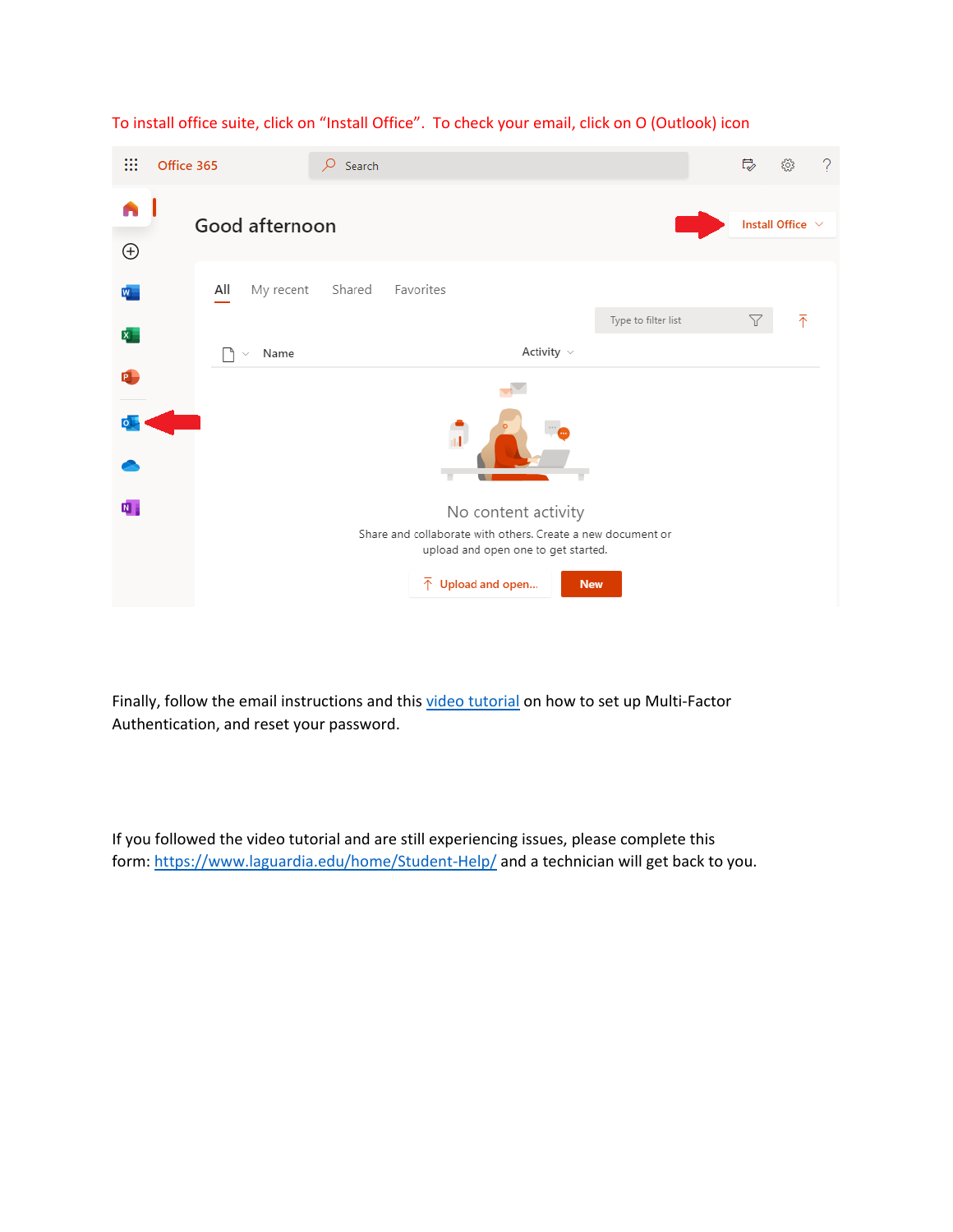To install office suite, click on "Install Office". To check your email, click on O (Outlook) icon

Finally, follow the email instructions and this [video tutorial](#) on how to set up Multi-Factor Authentication, and reset your password.

If you followed the video tutorial and are still experiencing issues, please complete this form: [https://www.laguardia.edu/home/Student-Help/](https://www.laguardia.edu/home/Student-Help/) and a technician will get back to you.